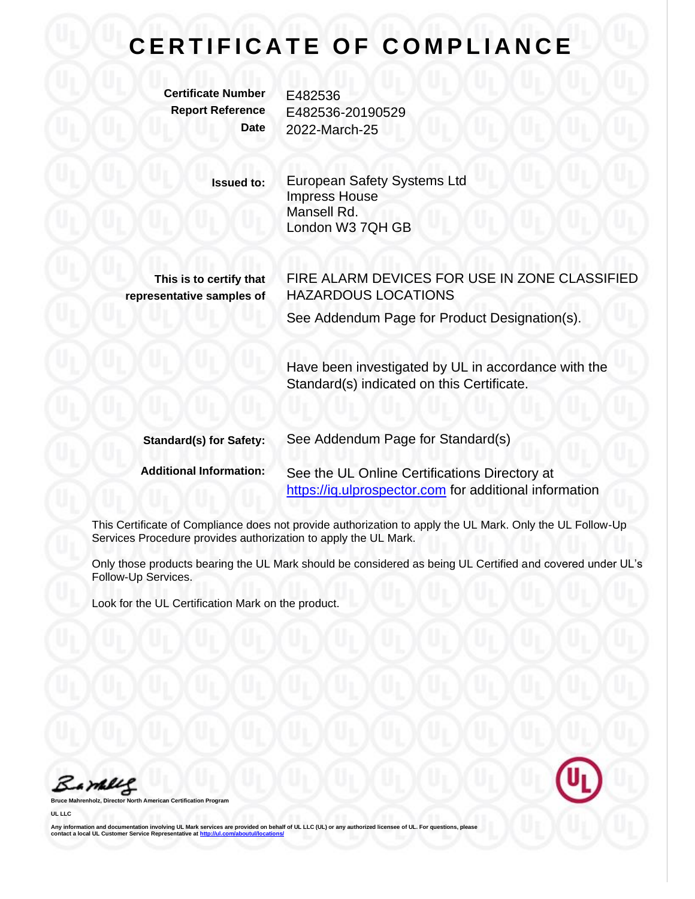# CERTIFICATE OF COMPLIANCE

**Certificate Number** E482536
**Report Reference** E482536-20190529
**Date** 2022-March-25

**Issued to:** European Safety Systems Ltd
Impress House
Mansell Rd.
London W3 7QH GB

**This is to certify that representative samples of** FIRE ALARM DEVICES FOR USE IN ZONE CLASSIFIED HAZARDOUS LOCATIONS

See Addendum Page for Product Designation(s).

Have been investigated by UL in accordance with the Standard(s) indicated on this Certificate.

**Standard(s) for Safety:** See Addendum Page for Standard(s)

**Additional Information:** See the UL Online Certifications Directory at https://iq.ulprospector.com for additional information

This Certificate of Compliance does not provide authorization to apply the UL Mark. Only the UL Follow-Up Services Procedure provides authorization to apply the UL Mark.

Only those products bearing the UL Mark should be considered as being UL Certified and covered under UL's Follow-Up Services.

Look for the UL Certification Mark on the product.

**Bruce Mahrenholz, Director North American Certification Program**

**UL LLC**

**Any information and documentation involving UL Mark services are provided on behalf of UL LLC (UL) or any authorized licensee of UL. For questions, please contact a local UL Customer Service Representative at http://ul.com/aboutul/locations/**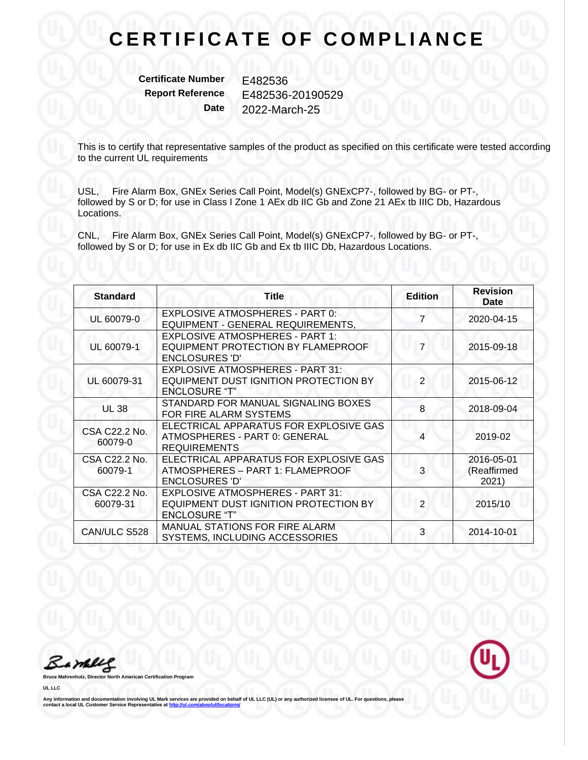# CERTIFICATE OF COMPLIANCE

**Certificate Number** E482536
**Report Reference** E482536-20190529
**Date** 2022-March-25

This is to certify that representative samples of the product as specified on this certificate were tested according to the current UL requirements

USL, Fire Alarm Box, GNEx Series Call Point, Model(s) GNExCP7-, followed by BG- or PT-, followed by S or D; for use in Class I Zone 1 AEx db IIC Gb and Zone 21 AEx tb IIIC Db, Hazardous Locations.

CNL, Fire Alarm Box, GNEx Series Call Point, Model(s) GNExCP7-, followed by BG- or PT-, followed by S or D; for use in Ex db IIC Gb and Ex tb IIIC Db, Hazardous Locations.

| Standard | Title | Edition | Revision Date |
|---|---|---|---|
| UL 60079-0 | EXPLOSIVE ATMOSPHERES - PART 0: EQUIPMENT - GENERAL REQUIREMENTS, | 7 | 2020-04-15 |
| UL 60079-1 | EXPLOSIVE ATMOSPHERES - PART 1: EQUIPMENT PROTECTION BY FLAMEPROOF ENCLOSURES 'D' | 7 | 2015-09-18 |
| UL 60079-31 | EXPLOSIVE ATMOSPHERES - PART 31: EQUIPMENT DUST IGNITION PROTECTION BY ENCLOSURE "T" | 2 | 2015-06-12 |
| UL 38 | STANDARD FOR MANUAL SIGNALING BOXES FOR FIRE ALARM SYSTEMS | 8 | 2018-09-04 |
| CSA C22.2 No. 60079-0 | ELECTRICAL APPARATUS FOR EXPLOSIVE GAS ATMOSPHERES - PART 0: GENERAL REQUIREMENTS | 4 | 2019-02 |
| CSA C22.2 No. 60079-1 | ELECTRICAL APPARATUS FOR EXPLOSIVE GAS ATMOSPHERES – PART 1: FLAMEPROOF ENCLOSURES 'D' | 3 | 2016-05-01 (Reaffirmed 2021) |
| CSA C22.2 No. 60079-31 | EXPLOSIVE ATMOSPHERES - PART 31: EQUIPMENT DUST IGNITION PROTECTION BY ENCLOSURE "T" | 2 | 2015/10 |
| CAN/ULC S528 | MANUAL STATIONS FOR FIRE ALARM SYSTEMS, INCLUDING ACCESSORIES | 3 | 2014-10-01 |

**Bruce Mahrenholz, Director North American Certification Program**

**UL LLC**

**Any information and documentation involving UL Mark services are provided on behalf of UL LLC (UL) or any authorized licensee of UL. For questions, please contact a local UL Customer Service Representative at http://ul.com/aboutul/locations/**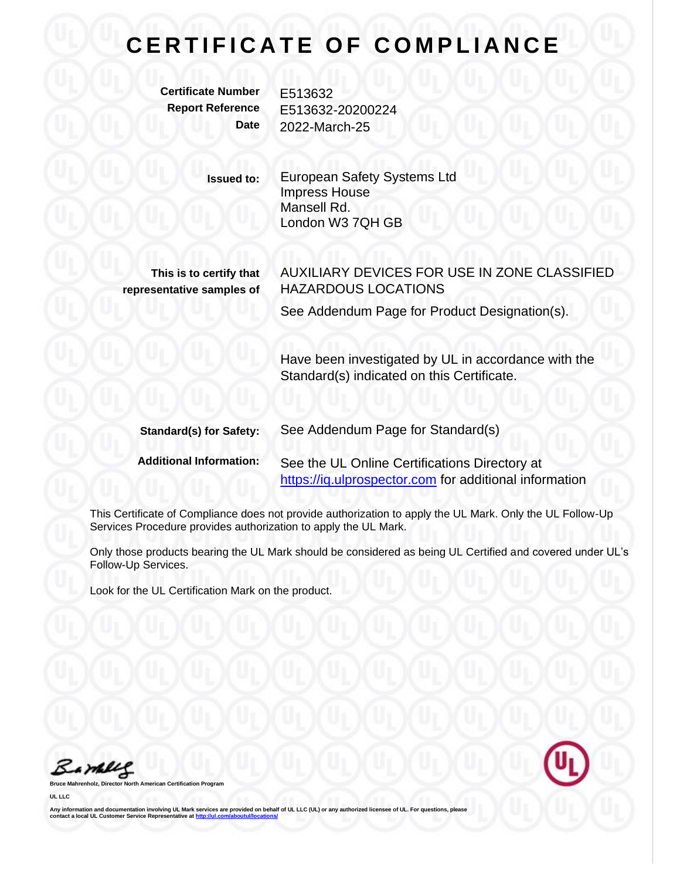# CERTIFICATE OF COMPLIANCE

**Certificate Number** E513632
**Report Reference** E513632-20200224
**Date** 2022-March-25

**Issued to:** European Safety Systems Ltd
Impress House
Mansell Rd.
London W3 7QH GB

**This is to certify that representative samples of** AUXILIARY DEVICES FOR USE IN ZONE CLASSIFIED HAZARDOUS LOCATIONS

See Addendum Page for Product Designation(s).

Have been investigated by UL in accordance with the Standard(s) indicated on this Certificate.

**Standard(s) for Safety:** See Addendum Page for Standard(s)

**Additional Information:** See the UL Online Certifications Directory at [https://iq.ulprospector.com](https://iq.ulprospector.com) for additional information

This Certificate of Compliance does not provide authorization to apply the UL Mark. Only the UL Follow-Up Services Procedure provides authorization to apply the UL Mark.

Only those products bearing the UL Mark should be considered as being UL Certified and covered under UL's Follow-Up Services.

Look for the UL Certification Mark on the product.

**Bruce Mahrenholz, Director North American Certification Program**

**UL LLC**

**Any information and documentation involving UL Mark services are provided on behalf of UL LLC (UL) or any authorized licensee of UL. For questions, please contact a local UL Customer Service Representative at [http://ul.com/aboutul/locations/](http://ul.com/aboutul/locations/)**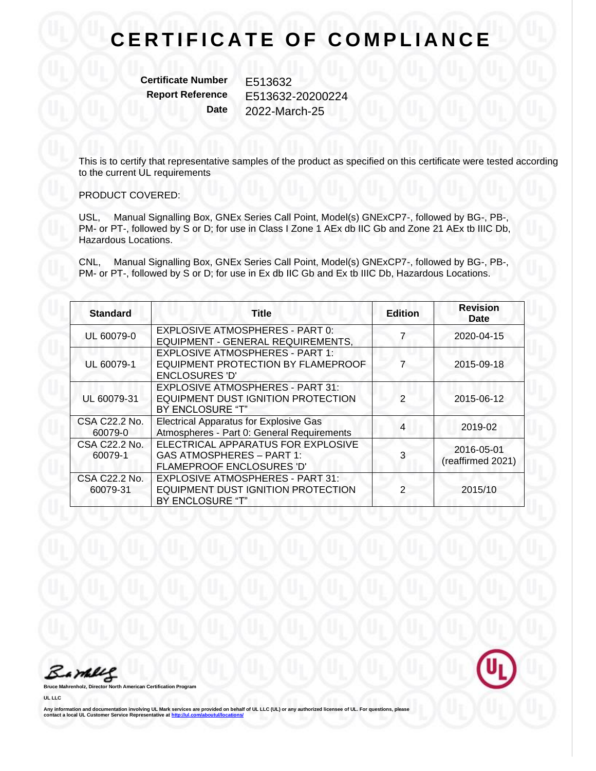# CERTIFICATE OF COMPLIANCE

**Certificate Number** E513632
**Report Reference** E513632-20200224
**Date** 2022-March-25

This is to certify that representative samples of the product as specified on this certificate were tested according to the current UL requirements

PRODUCT COVERED:

USL, Manual Signalling Box, GNEx Series Call Point, Model(s) GNExCP7-, followed by BG-, PB-, PM- or PT-, followed by S or D; for use in Class I Zone 1 AEx db IIC Gb and Zone 21 AEx tb IIIC Db, Hazardous Locations.

CNL, Manual Signalling Box, GNEx Series Call Point, Model(s) GNExCP7-, followed by BG-, PB-, PM- or PT-, followed by S or D; for use in Ex db IIC Gb and Ex tb IIIC Db, Hazardous Locations.

| Standard | Title | Edition | Revision Date |
|---|---|---|---|
| UL 60079-0 | EXPLOSIVE ATMOSPHERES - PART 0: EQUIPMENT - GENERAL REQUIREMENTS, | 7 | 2020-04-15 |
| UL 60079-1 | EXPLOSIVE ATMOSPHERES - PART 1: EQUIPMENT PROTECTION BY FLAMEPROOF ENCLOSURES 'D' | 7 | 2015-09-18 |
| UL 60079-31 | EXPLOSIVE ATMOSPHERES - PART 31: EQUIPMENT DUST IGNITION PROTECTION BY ENCLOSURE "T" | 2 | 2015-06-12 |
| CSA C22.2 No. 60079-0 | Electrical Apparatus for Explosive Gas Atmospheres - Part 0: General Requirements | 4 | 2019-02 |
| CSA C22.2 No. 60079-1 | ELECTRICAL APPARATUS FOR EXPLOSIVE GAS ATMOSPHERES – PART 1: FLAMEPROOF ENCLOSURES 'D' | 3 | 2016-05-01 (reaffirmed 2021) |
| CSA C22.2 No. 60079-31 | EXPLOSIVE ATMOSPHERES - PART 31: EQUIPMENT DUST IGNITION PROTECTION BY ENCLOSURE "T" | 2 | 2015/10 |

Bruce Mahrenholz, Director North American Certification Program

UL LLC

Any information and documentation involving UL Mark services are provided on behalf of UL LLC (UL) or any authorized licensee of UL. For questions, please contact a local UL Customer Service Representative at http://ul.com/aboutul/locations/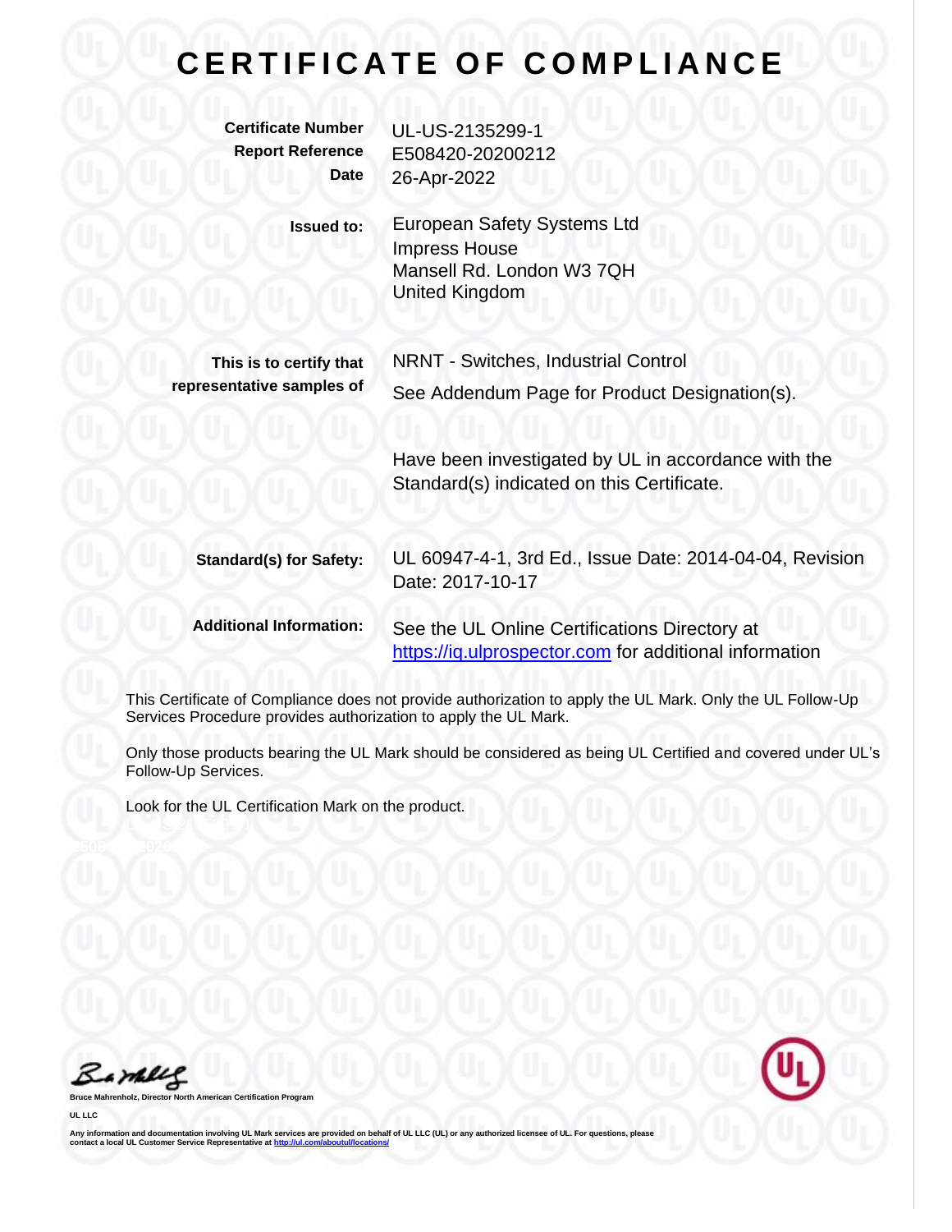# CERTIFICATE OF COMPLIANCE

**Certificate Number** UL-US-2135299-1
**Report Reference** E508420-20200212
**Date** 26-Apr-2022

**Issued to:** European Safety Systems Ltd
Impress House
Mansell Rd. London W3 7QH
United Kingdom

**This is to certify that representative samples of** NRNT - Switches, Industrial Control
See Addendum Page for Product Designation(s).

Have been investigated by UL in accordance with the Standard(s) indicated on this Certificate.

**Standard(s) for Safety:** UL 60947-4-1, 3rd Ed., Issue Date: 2014-04-04, Revision Date: 2017-10-17

**Additional Information:** See the UL Online Certifications Directory at https://iq.ulprospector.com for additional information

This Certificate of Compliance does not provide authorization to apply the UL Mark. Only the UL Follow-Up Services Procedure provides authorization to apply the UL Mark.

Only those products bearing the UL Mark should be considered as being UL Certified and covered under UL's Follow-Up Services.

Look for the UL Certification Mark on the product.

**Bruce Mahrenholz, Director North American Certification Program**

**UL LLC**

Any information and documentation involving UL Mark services are provided on behalf of UL LLC (UL) or any authorized licensee of UL. For questions, please contact a local UL Customer Service Representative at http://ul.com/aboutul/locations/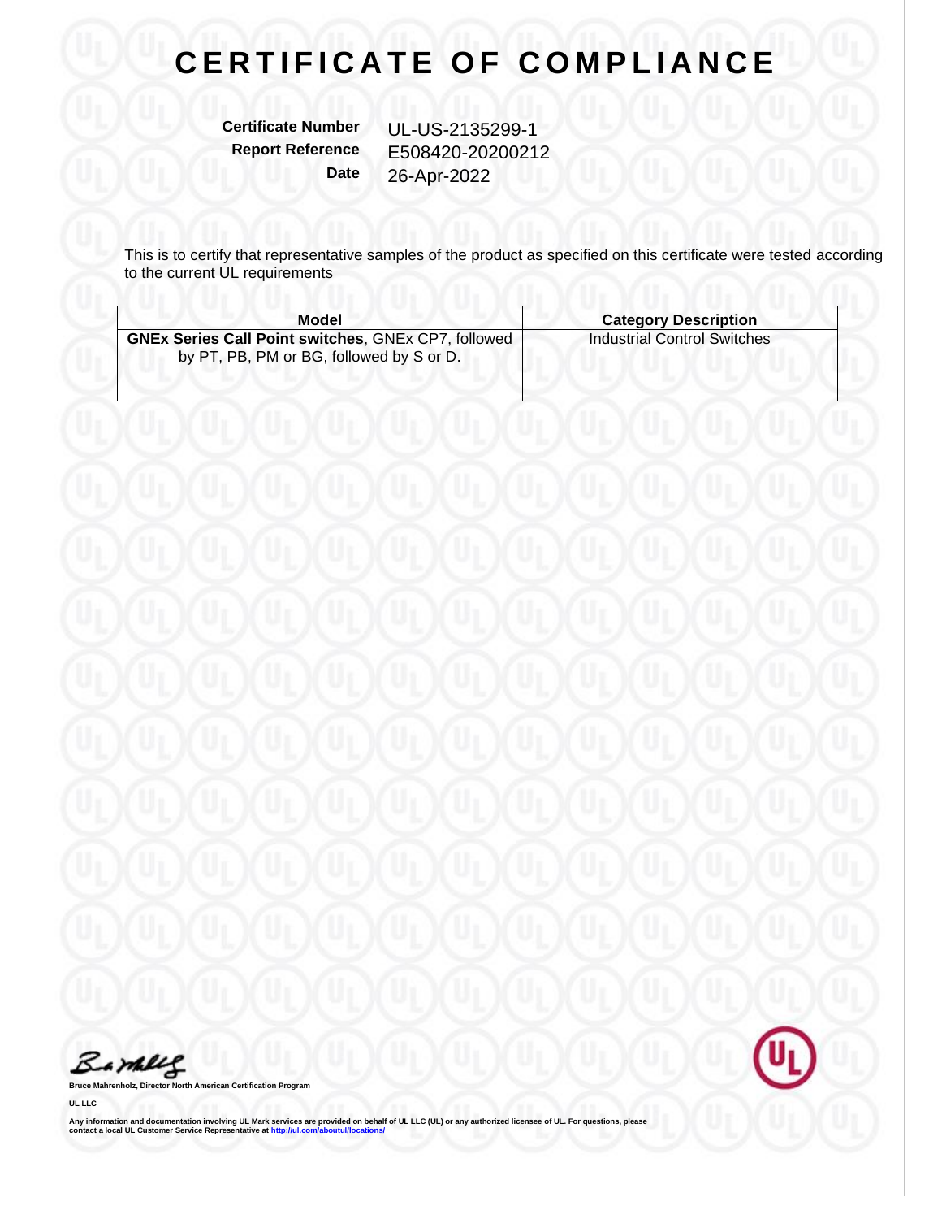# CERTIFICATE OF COMPLIANCE

**Certificate Number** UL-US-2135299-1
**Report Reference** E508420-20200212
**Date** 26-Apr-2022

This is to certify that representative samples of the product as specified on this certificate were tested according to the current UL requirements

| Model | Category Description |
| --- | --- |
| **GNEx Series Call Point switches**, GNEx CP7, followed by PT, PB, PM or BG, followed by S or D. | Industrial Control Switches |

**Bruce Mahrenholz, Director North American Certification Program**

**UL LLC**

**Any information and documentation involving UL Mark services are provided on behalf of UL LLC (UL) or any authorized licensee of UL. For questions, please contact a local UL Customer Service Representative at http://ul.com/aboutul/locations/**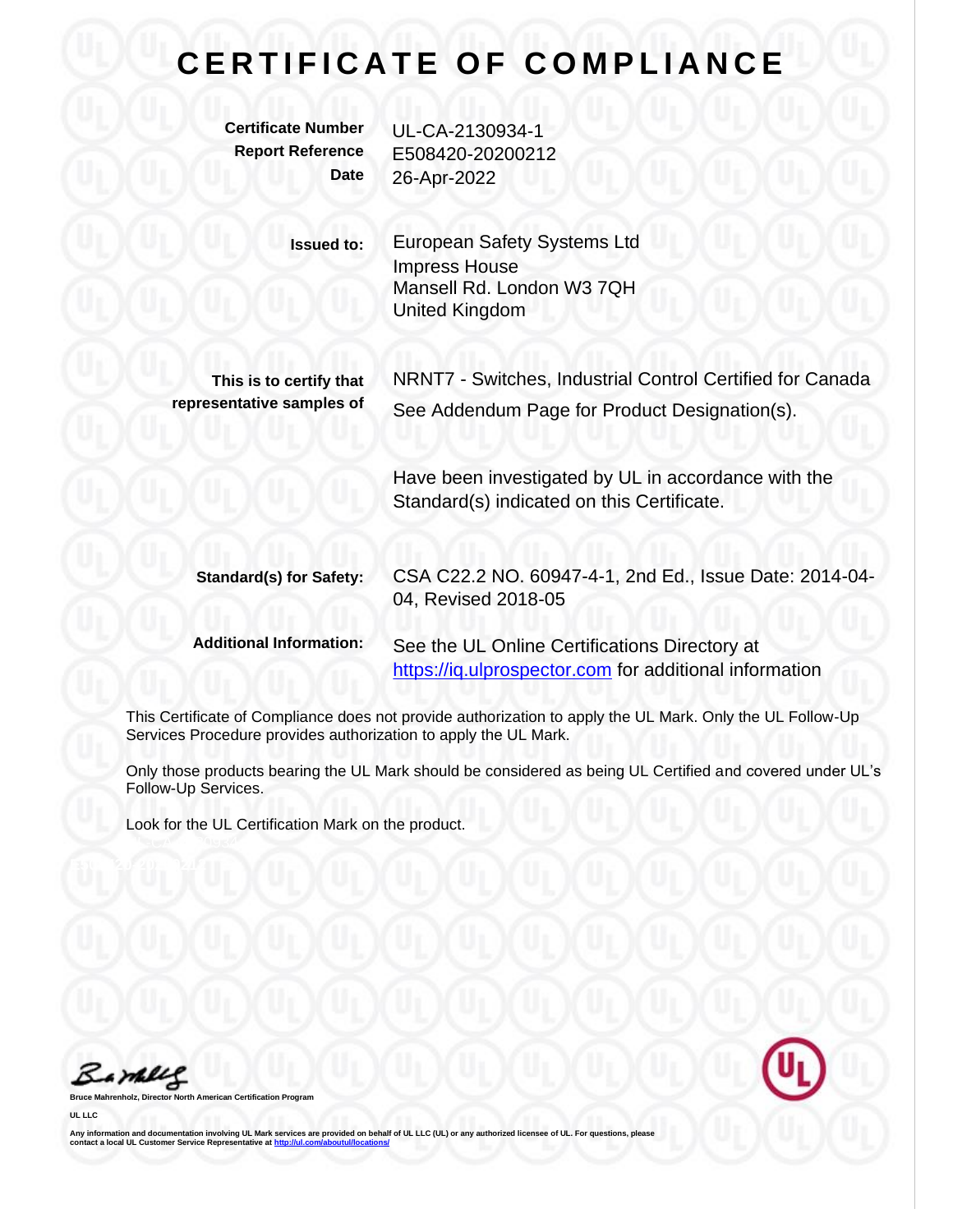# CERTIFICATE OF COMPLIANCE

**Certificate Number** UL-CA-2130934-1
**Report Reference** E508420-20200212
**Date** 26-Apr-2022

**Issued to:** European Safety Systems Ltd
Impress House
Mansell Rd. London W3 7QH
United Kingdom

**This is to certify that representative samples of** NRNT7 - Switches, Industrial Control Certified for Canada
See Addendum Page for Product Designation(s).

Have been investigated by UL in accordance with the Standard(s) indicated on this Certificate.

**Standard(s) for Safety:** CSA C22.2 NO. 60947-4-1, 2nd Ed., Issue Date: 2014-04-04, Revised 2018-05

**Additional Information:** See the UL Online Certifications Directory at https://iq.ulprospector.com for additional information

This Certificate of Compliance does not provide authorization to apply the UL Mark. Only the UL Follow-Up Services Procedure provides authorization to apply the UL Mark.

Only those products bearing the UL Mark should be considered as being UL Certified and covered under UL's Follow-Up Services.

Look for the UL Certification Mark on the product.

**Bruce Mahrenholz, Director North American Certification Program**

**UL LLC**

**Any information and documentation involving UL Mark services are provided on behalf of UL LLC (UL) or any authorized licensee of UL. For questions, please contact a local UL Customer Service Representative at http://ul.com/aboutul/locations/**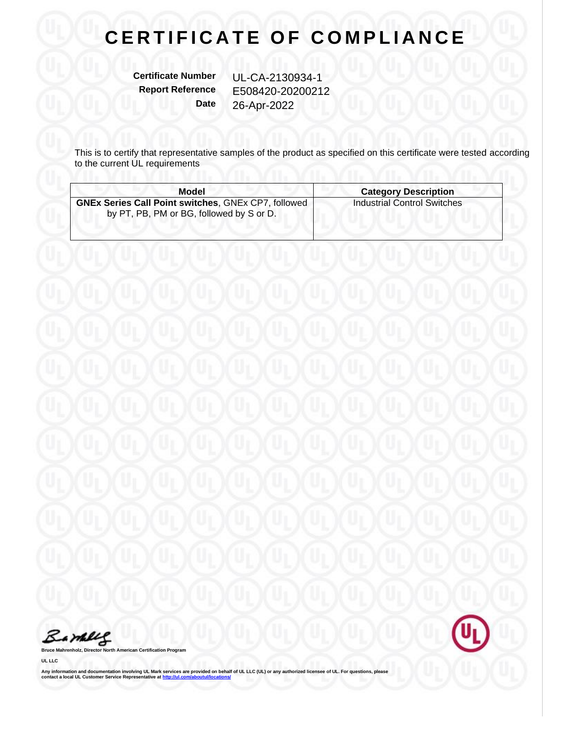# CERTIFICATE OF COMPLIANCE

**Certificate Number** UL-CA-2130934-1
**Report Reference** E508420-20200212
**Date** 26-Apr-2022

This is to certify that representative samples of the product as specified on this certificate were tested according to the current UL requirements

| Model | Category Description |
| --- | --- |
| **GNEx Series Call Point switches**, GNEx CP7, followed by PT, PB, PM or BG, followed by S or D. | Industrial Control Switches |

**Bruce Mahrenholz, Director North American Certification Program**

**UL LLC**

**Any information and documentation involving UL Mark services are provided on behalf of UL LLC (UL) or any authorized licensee of UL. For questions, please contact a local UL Customer Service Representative at http://ul.com/aboutul/locations/**